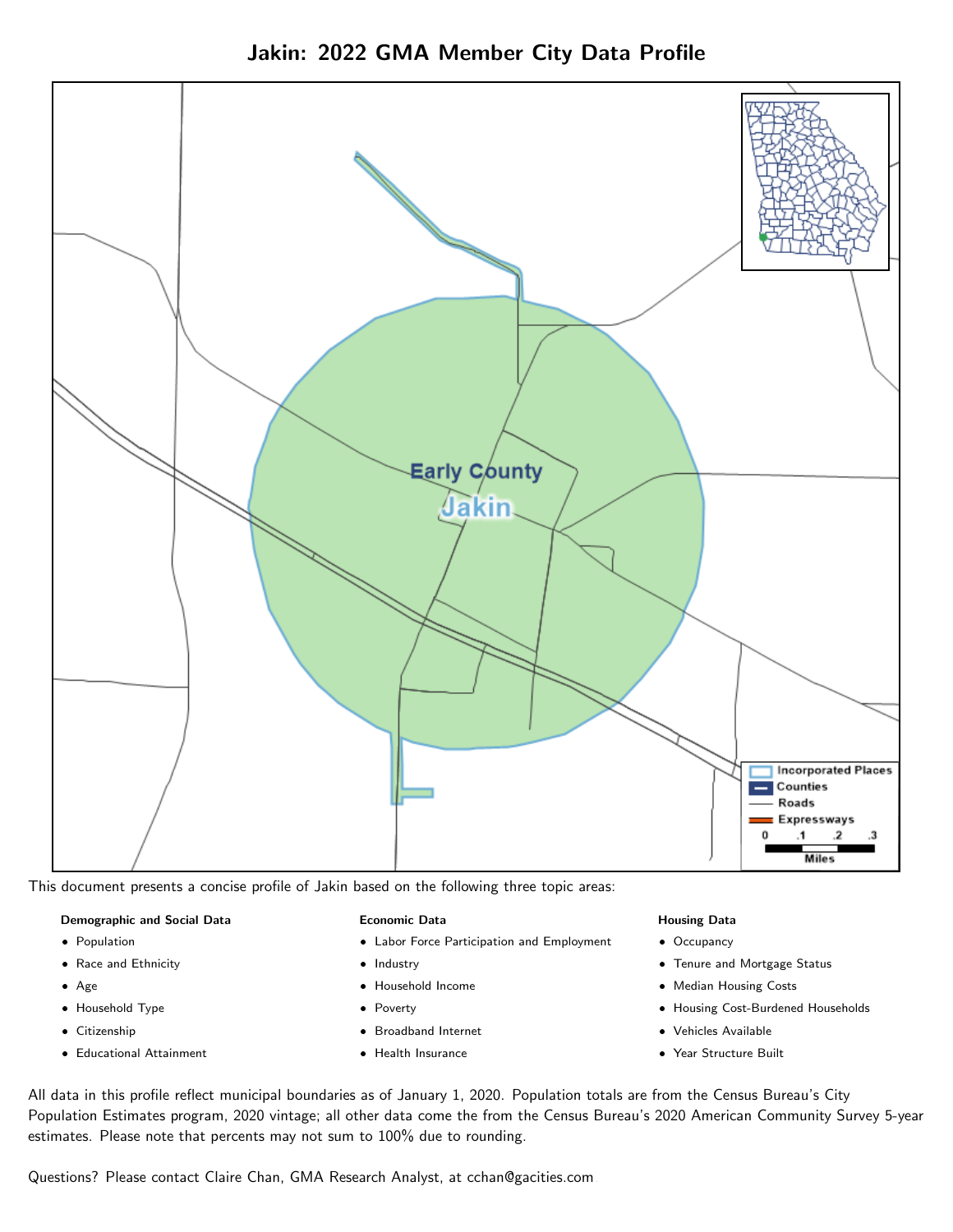# Jakin: 2022 GMA Member City Data Profile

This document presents a concise profile of Jakin based on the following three topic areas:

**Demographic and Social Data**

- Population
- Race and Ethnicity
- Age
- Household Type
- Citizenship
- Educational Attainment

**Economic Data**

- Labor Force Participation and Employment
- Industry
- Household Income
- Poverty
- Broadband Internet
- Health Insurance

**Housing Data**

- Occupancy
- Tenure and Mortgage Status
- Median Housing Costs
- Housing Cost-Burdened Households
- Vehicles Available
- Year Structure Built

All data in this profile reflect municipal boundaries as of January 1, 2020. Population totals are from the Census Bureau's City Population Estimates program, 2020 vintage; all other data come the from the Census Bureau's 2020 American Community Survey 5-year estimates. Please note that percents may not sum to 100% due to rounding.

Questions? Please contact Claire Chan, GMA Research Analyst, at cchan@gacities.com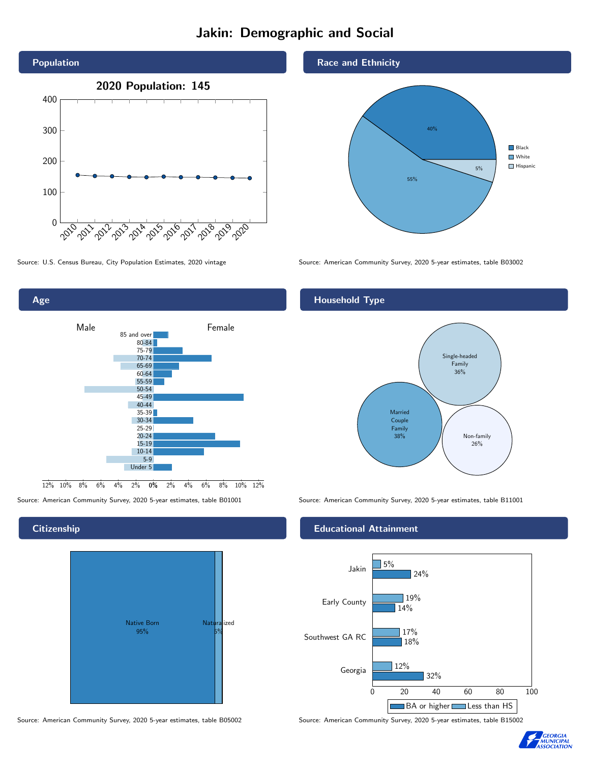# Jakin: Demographic and Social

## Population

**2020 Population: 145**

| Year | Population |
|---|---|
| 2010 | ~155 |
| 2011 | ~152 |
| 2012 | ~151 |
| 2013 | ~149 |
| 2014 | ~148 |
| 2015 | ~150 |
| 2016 | ~148 |
| 2017 | ~148 |
| 2018 | ~147 |
| 2019 | ~146 |
| 2020 | 145 |

Source: U.S. Census Bureau, City Population Estimates, 2020 vintage

## Race and Ethnicity

| Race/Ethnicity | Share |
|---|---|
| Black | 40% |
| White | 55% |
| Hispanic | 5% |

Source: American Community Survey, 2020 5-year estimates, table B03002

## Age

Male / Female

Age groups: 85 and over, 80-84, 75-79, 70-74, 65-69, 60-64, 55-59, 50-54, 45-49, 40-44, 35-39, 30-34, 25-29, 20-24, 15-19, 10-14, 5-9, Under 5

Source: American Community Survey, 2020 5-year estimates, table B01001

## Household Type

| Household Type | Share |
|---|---|
| Single-headed Family | 36% |
| Married Couple Family | 38% |
| Non-family | 26% |

Source: American Community Survey, 2020 5-year estimates, table B11001

## Citizenship

| Status | Share |
|---|---|
| Native Born | 95% |
| Naturalized | 5% |

Source: American Community Survey, 2020 5-year estimates, table B05002

## Educational Attainment

| Area | Less than HS | BA or higher |
|---|---|---|
| Jakin | 5% | 24% |
| Early County | 19% | 14% |
| Southwest GA RC | 17% | 18% |
| Georgia | 12% | 32% |

Source: American Community Survey, 2020 5-year estimates, table B15002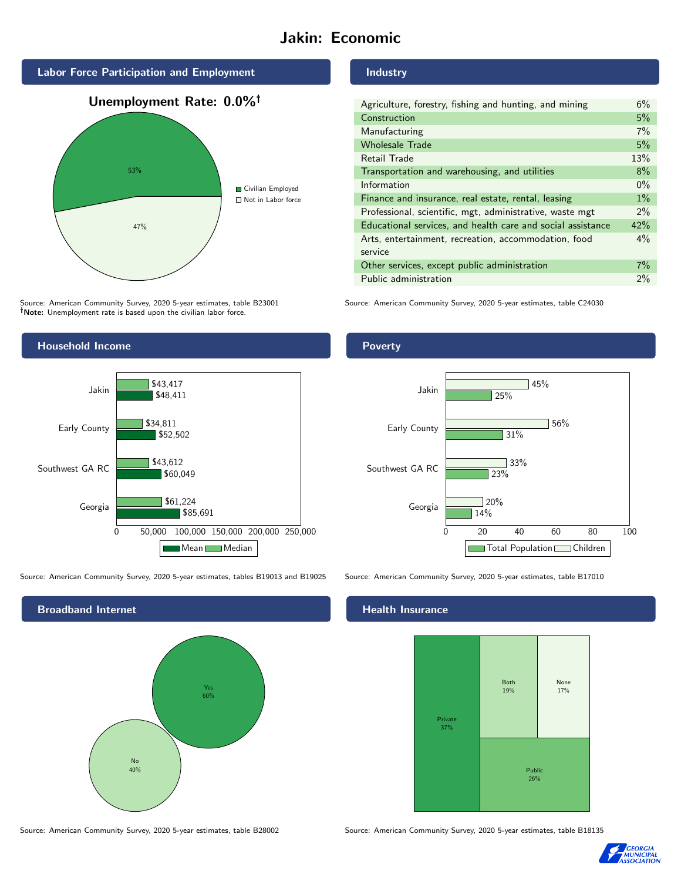# Jakin: Economic

## Labor Force Participation and Employment

**Unemployment Rate: 0.0%†**

| Category | Percent |
|---|---|
| Civilian Employed | 53% |
| Not in Labor force | 47% |

Source: American Community Survey, 2020 5-year estimates, table B23001
**†Note:** Unemployment rate is based upon the civilian labor force.

## Industry

| Industry | Percent |
|---|---|
| Agriculture, forestry, fishing and hunting, and mining | 6% |
| Construction | 5% |
| Manufacturing | 7% |
| Wholesale Trade | 5% |
| Retail Trade | 13% |
| Transportation and warehousing, and utilities | 8% |
| Information | 0% |
| Finance and insurance, real estate, rental, leasing | 1% |
| Professional, scientific, mgt, administrative, waste mgt | 2% |
| Educational services, and health care and social assistance | 42% |
| Arts, entertainment, recreation, accommodation, food service | 4% |
| Other services, except public administration | 7% |
| Public administration | 2% |

Source: American Community Survey, 2020 5-year estimates, table C24030

## Household Income

| | Median | Mean |
|---|---|---|
| Jakin | $43,417 | $48,411 |
| Early County | $34,811 | $52,502 |
| Southwest GA RC | $43,612 | $60,049 |
| Georgia | $61,224 | $85,691 |

Source: American Community Survey, 2020 5-year estimates, tables B19013 and B19025

## Poverty

| | Children | Total Population |
|---|---|---|
| Jakin | 45% | 25% |
| Early County | 56% | 31% |
| Southwest GA RC | 33% | 23% |
| Georgia | 20% | 14% |

Source: American Community Survey, 2020 5-year estimates, table B17010

## Broadband Internet

| | Percent |
|---|---|
| Yes | 60% |
| No | 40% |

Source: American Community Survey, 2020 5-year estimates, table B28002

## Health Insurance

| | Percent |
|---|---|
| Private | 37% |
| Both | 19% |
| None | 17% |
| Public | 26% |

Source: American Community Survey, 2020 5-year estimates, table B18135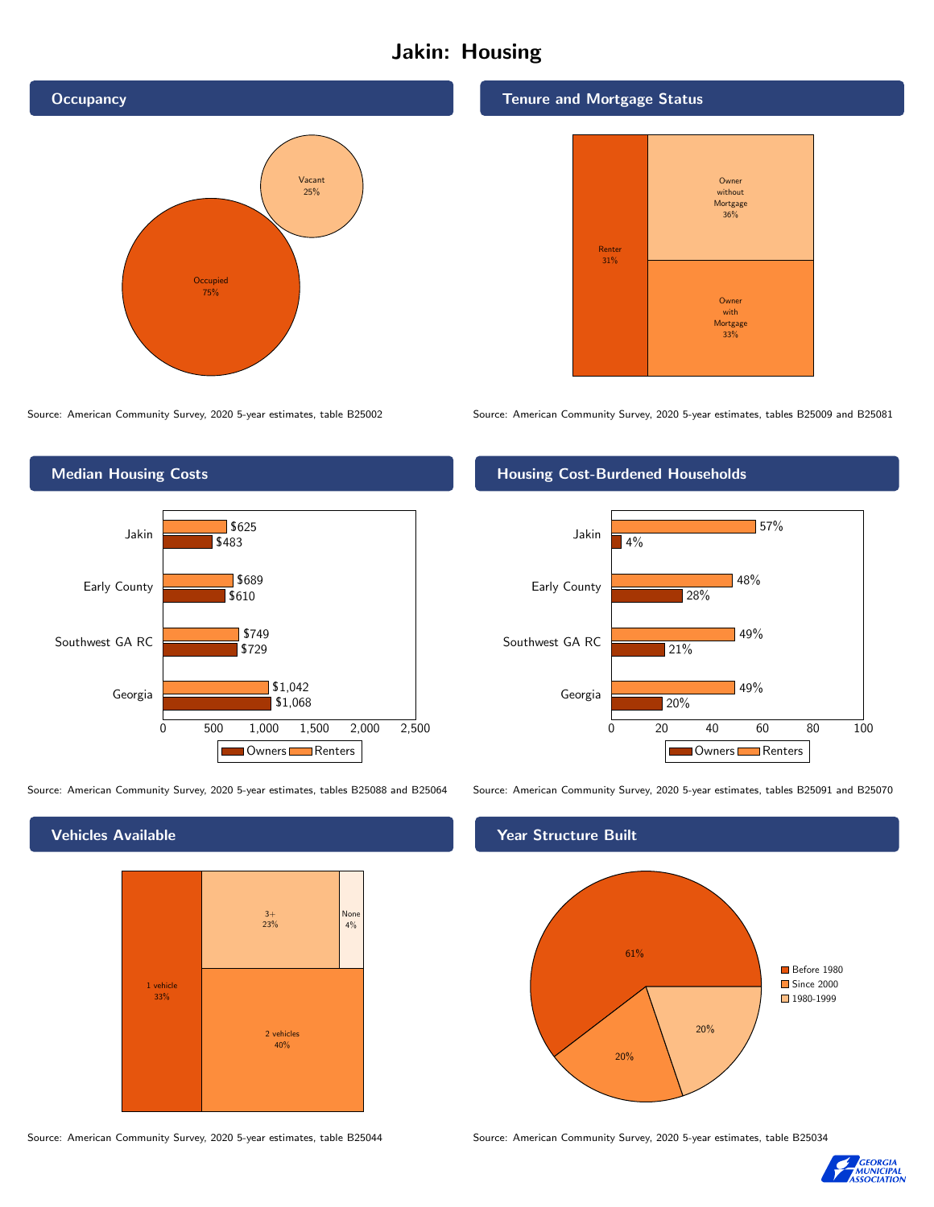# Jakin: Housing

## Occupancy

Vacant
25%

Occupied
75%

Source: American Community Survey, 2020 5-year estimates, table B25002

## Tenure and Mortgage Status

Renter
31%

Owner without Mortgage
36%

Owner with Mortgage
33%

Source: American Community Survey, 2020 5-year estimates, tables B25009 and B25081

## Median Housing Costs

Jakin
$625
$483

Early County
$689
$610

Southwest GA RC
$749
$729

Georgia
$1,042
$1,068

0 500 1,000 1,500 2,000 2,500

Owners Renters

Source: American Community Survey, 2020 5-year estimates, tables B25088 and B25064

## Housing Cost-Burdened Households

Jakin
57%
4%

Early County
48%
28%

Southwest GA RC
49%
21%

Georgia
49%
20%

0 20 40 60 80 100

Owners Renters

Source: American Community Survey, 2020 5-year estimates, tables B25091 and B25070

## Vehicles Available

1 vehicle
33%

3+
23%

None
4%

2 vehicles
40%

Source: American Community Survey, 2020 5-year estimates, table B25044

## Year Structure Built

61%

20%

20%

Before 1980
Since 2000
1980-1999

Source: American Community Survey, 2020 5-year estimates, table B25034